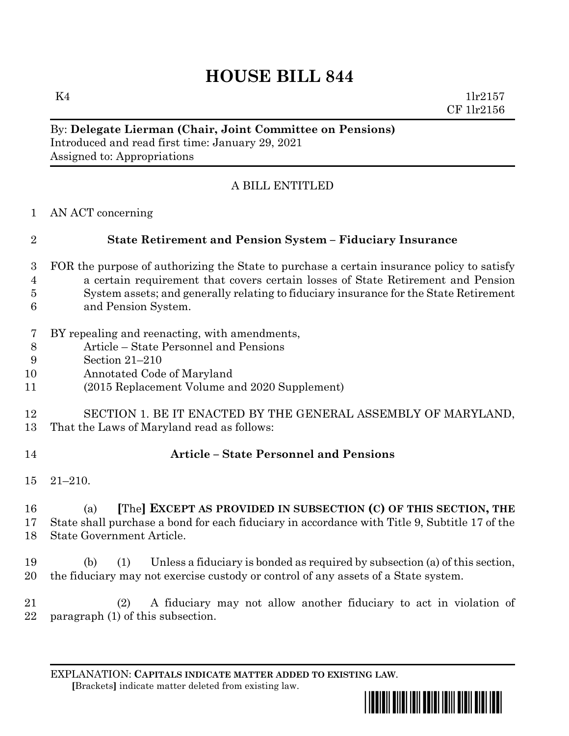# HOUSE BILL 844

K4 1lr2157
CF 1lr2156

By: **Delegate Lierman (Chair, Joint Committee on Pensions)**
Introduced and read first time: January 29, 2021
Assigned to: Appropriations

A BILL ENTITLED

AN ACT concerning

**State Retirement and Pension System – Fiduciary Insurance**

FOR the purpose of authorizing the State to purchase a certain insurance policy to satisfy a certain requirement that covers certain losses of State Retirement and Pension System assets; and generally relating to fiduciary insurance for the State Retirement and Pension System.

BY repealing and reenacting, with amendments,
Article – State Personnel and Pensions
Section 21–210
Annotated Code of Maryland
(2015 Replacement Volume and 2020 Supplement)

SECTION 1. BE IT ENACTED BY THE GENERAL ASSEMBLY OF MARYLAND, That the Laws of Maryland read as follows:

**Article – State Personnel and Pensions**

21–210.

(a) **[**The**] EXCEPT AS PROVIDED IN SUBSECTION (C) OF THIS SECTION, THE** State shall purchase a bond for each fiduciary in accordance with Title 9, Subtitle 17 of the State Government Article.

(b) (1) Unless a fiduciary is bonded as required by subsection (a) of this section, the fiduciary may not exercise custody or control of any assets of a State system.

(2) A fiduciary may not allow another fiduciary to act in violation of paragraph (1) of this subsection.

EXPLANATION: **CAPITALS INDICATE MATTER ADDED TO EXISTING LAW**.
**[**Brackets**]** indicate matter deleted from existing law.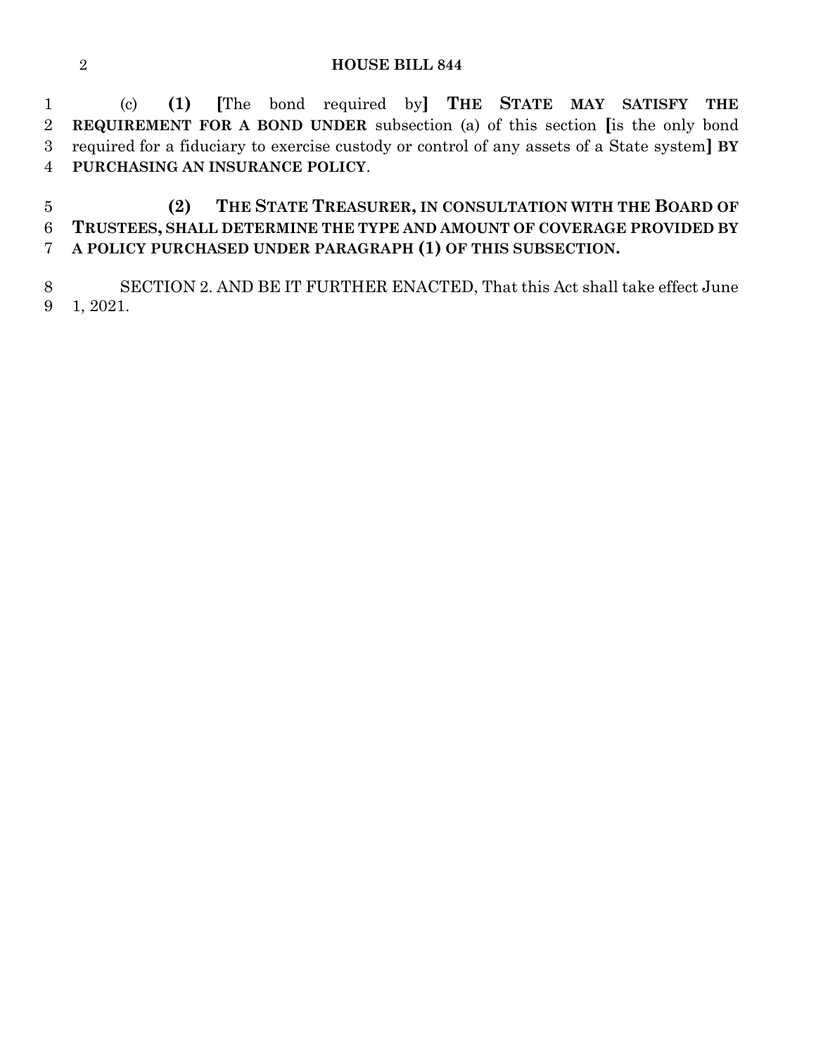(c) **(1)** **[**The bond required by**]** **THE STATE MAY SATISFY THE REQUIREMENT FOR A BOND UNDER** subsection (a) of this section **[**is the only bond required for a fiduciary to exercise custody or control of any assets of a State system**]** **BY PURCHASING AN INSURANCE POLICY**.

**(2) THE STATE TREASURER, IN CONSULTATION WITH THE BOARD OF TRUSTEES, SHALL DETERMINE THE TYPE AND AMOUNT OF COVERAGE PROVIDED BY A POLICY PURCHASED UNDER PARAGRAPH (1) OF THIS SUBSECTION.**

SECTION 2. AND BE IT FURTHER ENACTED, That this Act shall take effect June 1, 2021.